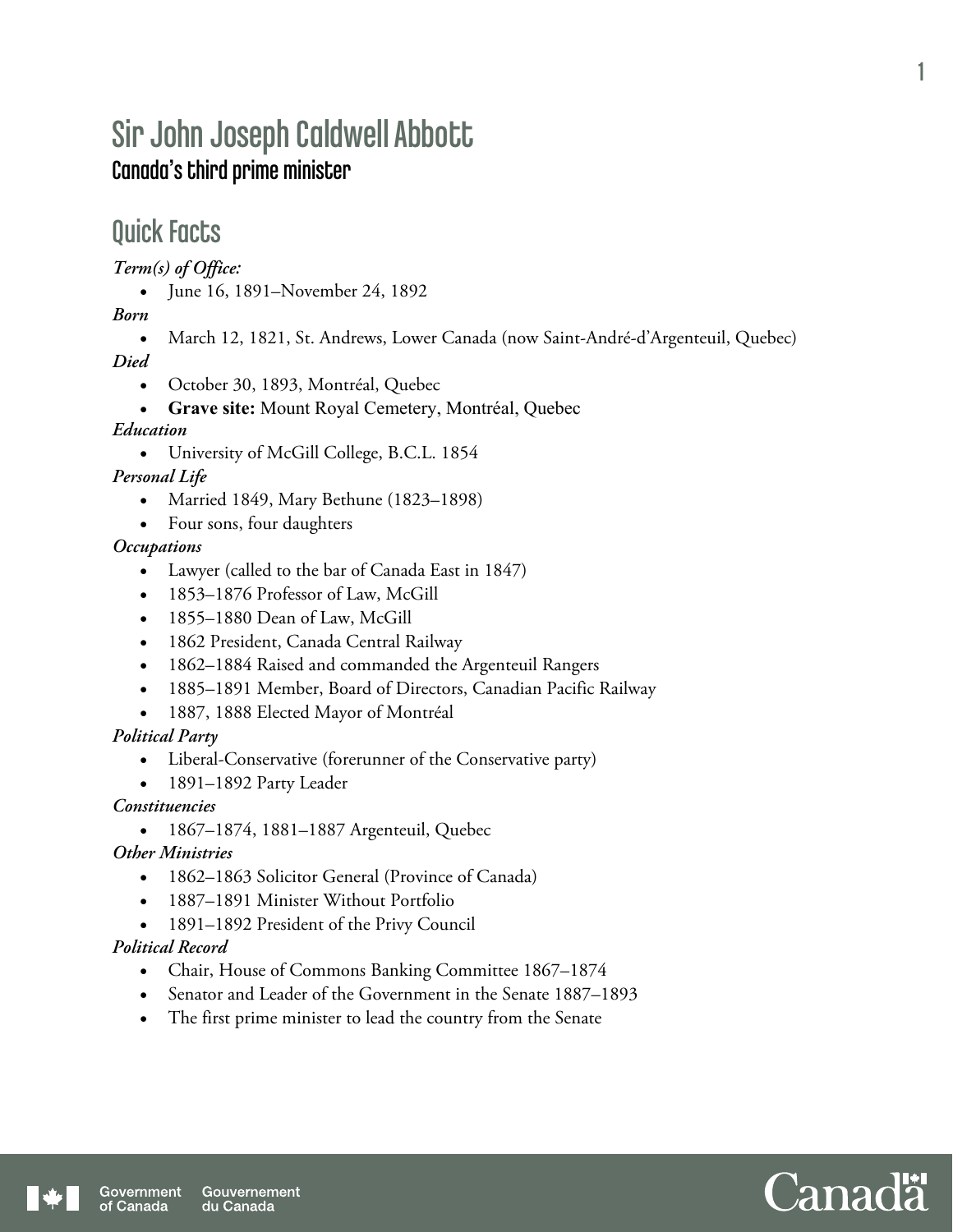# Sir John Joseph Caldwell Abbott

## Canada's third prime minister

## Quick Facts

***Term(s) of Office:***

- June 16, 1891–November 24, 1892

***Born***

- March 12, 1821, St. Andrews, Lower Canada (now Saint-André-d'Argenteuil, Quebec)

***Died***

- October 30, 1893, Montréal, Quebec
- **Grave site:** Mount Royal Cemetery, Montréal, Quebec

***Education***

- University of McGill College, B.C.L. 1854

***Personal Life***

- Married 1849, Mary Bethune (1823–1898)
- Four sons, four daughters

***Occupations***

- Lawyer (called to the bar of Canada East in 1847)
- 1853–1876 Professor of Law, McGill
- 1855–1880 Dean of Law, McGill
- 1862 President, Canada Central Railway
- 1862–1884 Raised and commanded the Argenteuil Rangers
- 1885–1891 Member, Board of Directors, Canadian Pacific Railway
- 1887, 1888 Elected Mayor of Montréal

***Political Party***

- Liberal-Conservative (forerunner of the Conservative party)
- 1891–1892 Party Leader

***Constituencies***

- 1867–1874, 1881–1887 Argenteuil, Quebec

***Other Ministries***

- 1862–1863 Solicitor General (Province of Canada)
- 1887–1891 Minister Without Portfolio
- 1891–1892 President of the Privy Council

***Political Record***

- Chair, House of Commons Banking Committee 1867–1874
- Senator and Leader of the Government in the Senate 1887–1893
- The first prime minister to lead the country from the Senate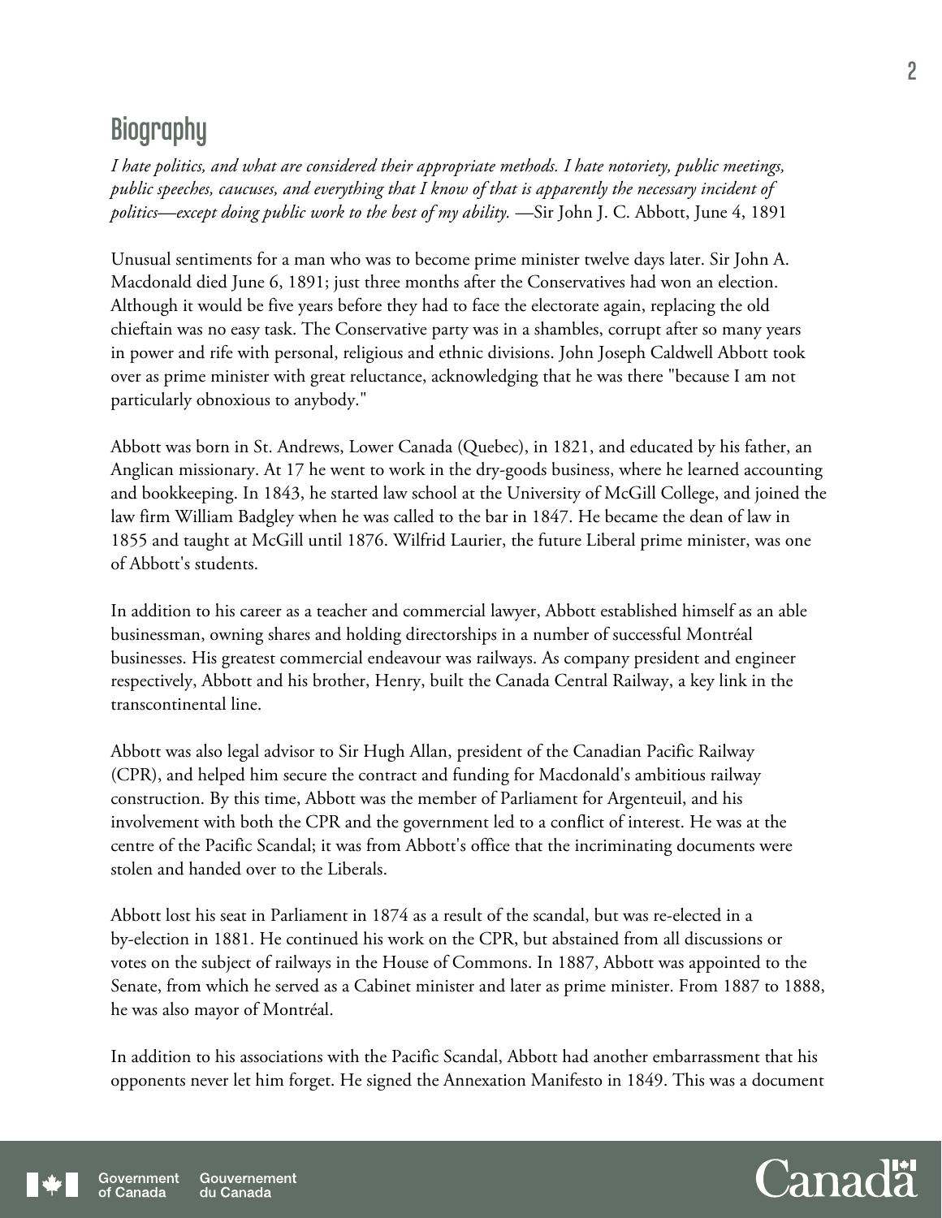## Biography

*I hate politics, and what are considered their appropriate methods. I hate notoriety, public meetings, public speeches, caucuses, and everything that I know of that is apparently the necessary incident of politics—except doing public work to the best of my ability.* —Sir John J. C. Abbott, June 4, 1891

Unusual sentiments for a man who was to become prime minister twelve days later. Sir John A. Macdonald died June 6, 1891; just three months after the Conservatives had won an election. Although it would be five years before they had to face the electorate again, replacing the old chieftain was no easy task. The Conservative party was in a shambles, corrupt after so many years in power and rife with personal, religious and ethnic divisions. John Joseph Caldwell Abbott took over as prime minister with great reluctance, acknowledging that he was there "because I am not particularly obnoxious to anybody."

Abbott was born in St. Andrews, Lower Canada (Quebec), in 1821, and educated by his father, an Anglican missionary. At 17 he went to work in the dry-goods business, where he learned accounting and bookkeeping. In 1843, he started law school at the University of McGill College, and joined the law firm William Badgley when he was called to the bar in 1847. He became the dean of law in 1855 and taught at McGill until 1876. Wilfrid Laurier, the future Liberal prime minister, was one of Abbott's students.

In addition to his career as a teacher and commercial lawyer, Abbott established himself as an able businessman, owning shares and holding directorships in a number of successful Montréal businesses. His greatest commercial endeavour was railways. As company president and engineer respectively, Abbott and his brother, Henry, built the Canada Central Railway, a key link in the transcontinental line.

Abbott was also legal advisor to Sir Hugh Allan, president of the Canadian Pacific Railway (CPR), and helped him secure the contract and funding for Macdonald's ambitious railway construction. By this time, Abbott was the member of Parliament for Argenteuil, and his involvement with both the CPR and the government led to a conflict of interest. He was at the centre of the Pacific Scandal; it was from Abbott's office that the incriminating documents were stolen and handed over to the Liberals.

Abbott lost his seat in Parliament in 1874 as a result of the scandal, but was re-elected in a by-election in 1881. He continued his work on the CPR, but abstained from all discussions or votes on the subject of railways in the House of Commons. In 1887, Abbott was appointed to the Senate, from which he served as a Cabinet minister and later as prime minister. From 1887 to 1888, he was also mayor of Montréal.

In addition to his associations with the Pacific Scandal, Abbott had another embarrassment that his opponents never let him forget. He signed the Annexation Manifesto in 1849. This was a document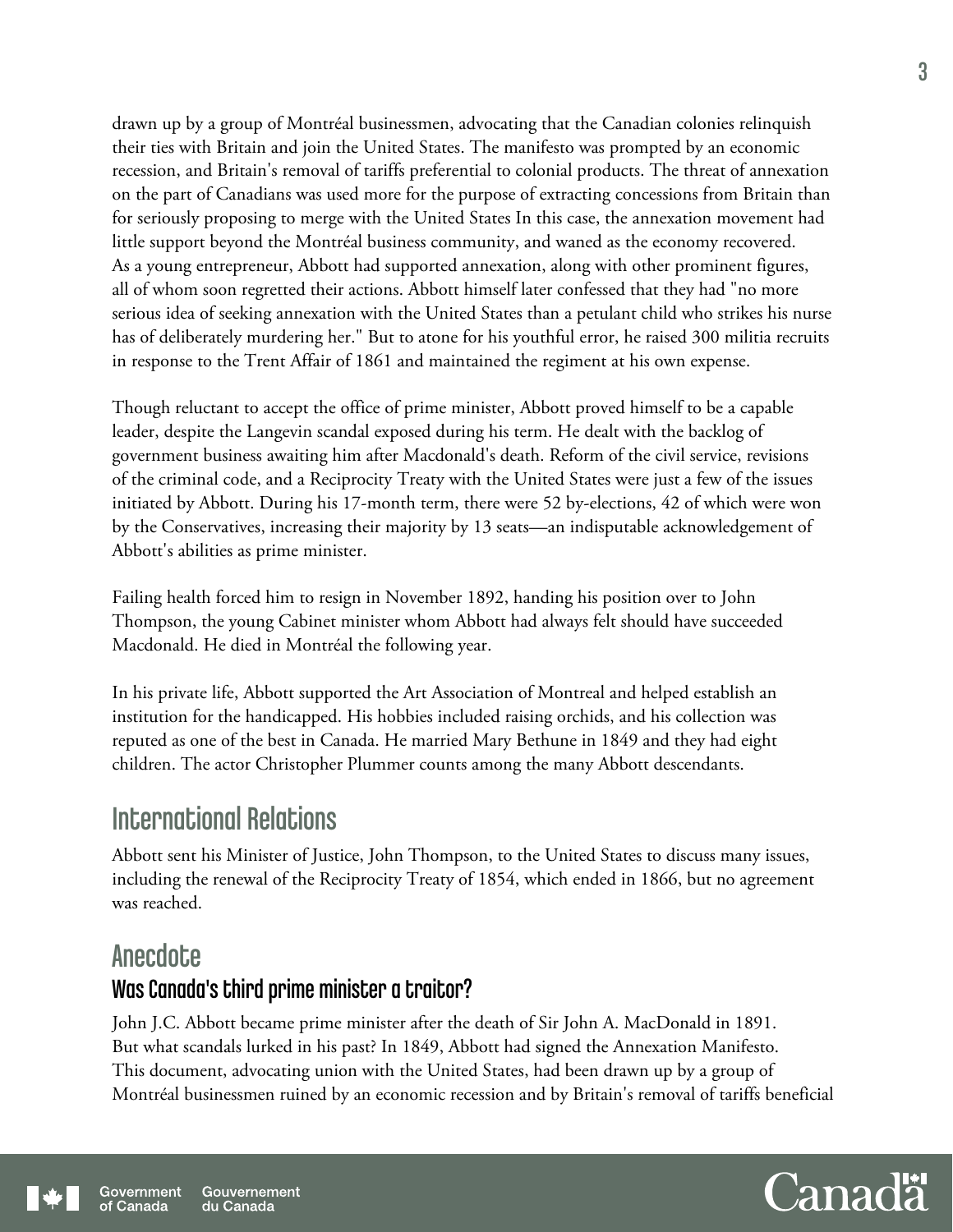drawn up by a group of Montréal businessmen, advocating that the Canadian colonies relinquish their ties with Britain and join the United States. The manifesto was prompted by an economic recession, and Britain's removal of tariffs preferential to colonial products. The threat of annexation on the part of Canadians was used more for the purpose of extracting concessions from Britain than for seriously proposing to merge with the United States In this case, the annexation movement had little support beyond the Montréal business community, and waned as the economy recovered. As a young entrepreneur, Abbott had supported annexation, along with other prominent figures, all of whom soon regretted their actions. Abbott himself later confessed that they had "no more serious idea of seeking annexation with the United States than a petulant child who strikes his nurse has of deliberately murdering her." But to atone for his youthful error, he raised 300 militia recruits in response to the Trent Affair of 1861 and maintained the regiment at his own expense.

Though reluctant to accept the office of prime minister, Abbott proved himself to be a capable leader, despite the Langevin scandal exposed during his term. He dealt with the backlog of government business awaiting him after Macdonald's death. Reform of the civil service, revisions of the criminal code, and a Reciprocity Treaty with the United States were just a few of the issues initiated by Abbott. During his 17-month term, there were 52 by-elections, 42 of which were won by the Conservatives, increasing their majority by 13 seats—an indisputable acknowledgement of Abbott's abilities as prime minister.

Failing health forced him to resign in November 1892, handing his position over to John Thompson, the young Cabinet minister whom Abbott had always felt should have succeeded Macdonald. He died in Montréal the following year.

In his private life, Abbott supported the Art Association of Montreal and helped establish an institution for the handicapped. His hobbies included raising orchids, and his collection was reputed as one of the best in Canada. He married Mary Bethune in 1849 and they had eight children. The actor Christopher Plummer counts among the many Abbott descendants.

## International Relations

Abbott sent his Minister of Justice, John Thompson, to the United States to discuss many issues, including the renewal of the Reciprocity Treaty of 1854, which ended in 1866, but no agreement was reached.

## Anecdote

### Was Canada's third prime minister a traitor?

John J.C. Abbott became prime minister after the death of Sir John A. MacDonald in 1891. But what scandals lurked in his past? In 1849, Abbott had signed the Annexation Manifesto. This document, advocating union with the United States, had been drawn up by a group of Montréal businessmen ruined by an economic recession and by Britain's removal of tariffs beneficial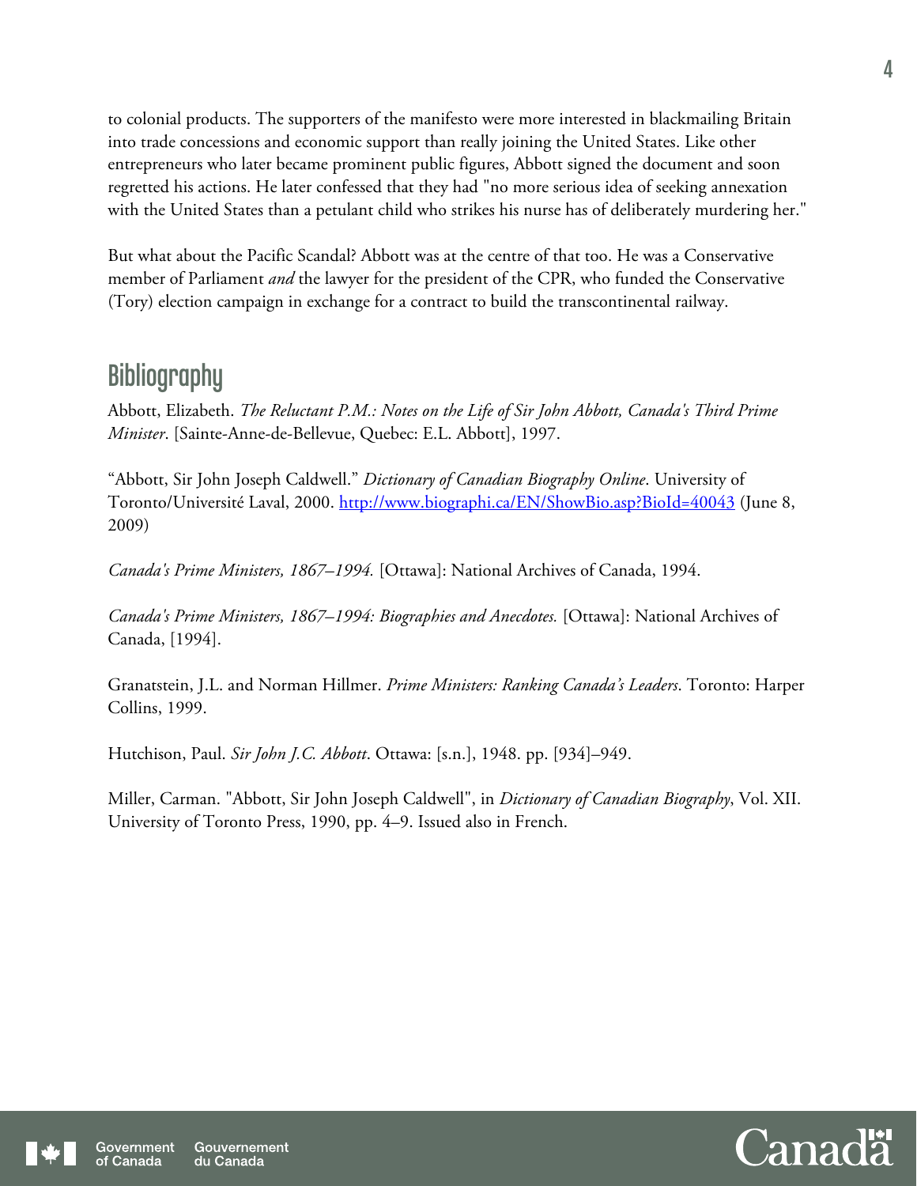to colonial products. The supporters of the manifesto were more interested in blackmailing Britain into trade concessions and economic support than really joining the United States. Like other entrepreneurs who later became prominent public figures, Abbott signed the document and soon regretted his actions. He later confessed that they had "no more serious idea of seeking annexation with the United States than a petulant child who strikes his nurse has of deliberately murdering her."

But what about the Pacific Scandal? Abbott was at the centre of that too. He was a Conservative member of Parliament *and* the lawyer for the president of the CPR, who funded the Conservative (Tory) election campaign in exchange for a contract to build the transcontinental railway.

## Bibliography

Abbott, Elizabeth. *The Reluctant P.M.: Notes on the Life of Sir John Abbott, Canada's Third Prime Minister*. [Sainte-Anne-de-Bellevue, Quebec: E.L. Abbott], 1997.

"Abbott, Sir John Joseph Caldwell." *Dictionary of Canadian Biography Online*. University of Toronto/Université Laval, 2000. http://www.biographi.ca/EN/ShowBio.asp?BioId=40043 (June 8, 2009)

*Canada's Prime Ministers, 1867–1994.* [Ottawa]: National Archives of Canada, 1994.

*Canada's Prime Ministers, 1867–1994: Biographies and Anecdotes.* [Ottawa]: National Archives of Canada, [1994].

Granatstein, J.L. and Norman Hillmer. *Prime Ministers: Ranking Canada's Leaders*. Toronto: Harper Collins, 1999.

Hutchison, Paul. *Sir John J.C. Abbott*. Ottawa: [s.n.], 1948. pp. [934]–949.

Miller, Carman. "Abbott, Sir John Joseph Caldwell", in *Dictionary of Canadian Biography*, Vol. XII. University of Toronto Press, 1990, pp. 4–9. Issued also in French.